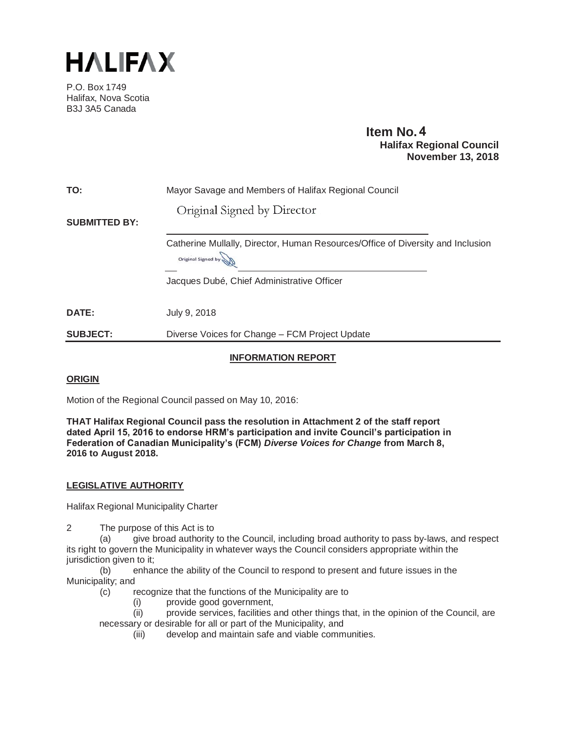# HALIFAX

P.O. Box 1749
Halifax, Nova Scotia
B3J 3A5 Canada

**Item No. 4**
**Halifax Regional Council**
**November 13, 2018**

**TO:** Mayor Savage and Members of Halifax Regional Council

**SUBMITTED BY:**

Original Signed by Director

Catherine Mullally, Director, Human Resources/Office of Diversity and Inclusion

Original Signed by

Jacques Dubé, Chief Administrative Officer

**DATE:** July 9, 2018

**SUBJECT:** Diverse Voices for Change – FCM Project Update

## INFORMATION REPORT

### ORIGIN

Motion of the Regional Council passed on May 10, 2016:

**THAT Halifax Regional Council pass the resolution in Attachment 2 of the staff report dated April 15, 2016 to endorse HRM's participation and invite Council's participation in Federation of Canadian Municipality's (FCM) *Diverse Voices for Change* from March 8, 2016 to August 2018.**

### LEGISLATIVE AUTHORITY

Halifax Regional Municipality Charter

2 The purpose of this Act is to

(a) give broad authority to the Council, including broad authority to pass by-laws, and respect its right to govern the Municipality in whatever ways the Council considers appropriate within the jurisdiction given to it;

(b) enhance the ability of the Council to respond to present and future issues in the Municipality; and

(c) recognize that the functions of the Municipality are to

(i) provide good government,

(ii) provide services, facilities and other things that, in the opinion of the Council, are necessary or desirable for all or part of the Municipality, and

(iii) develop and maintain safe and viable communities.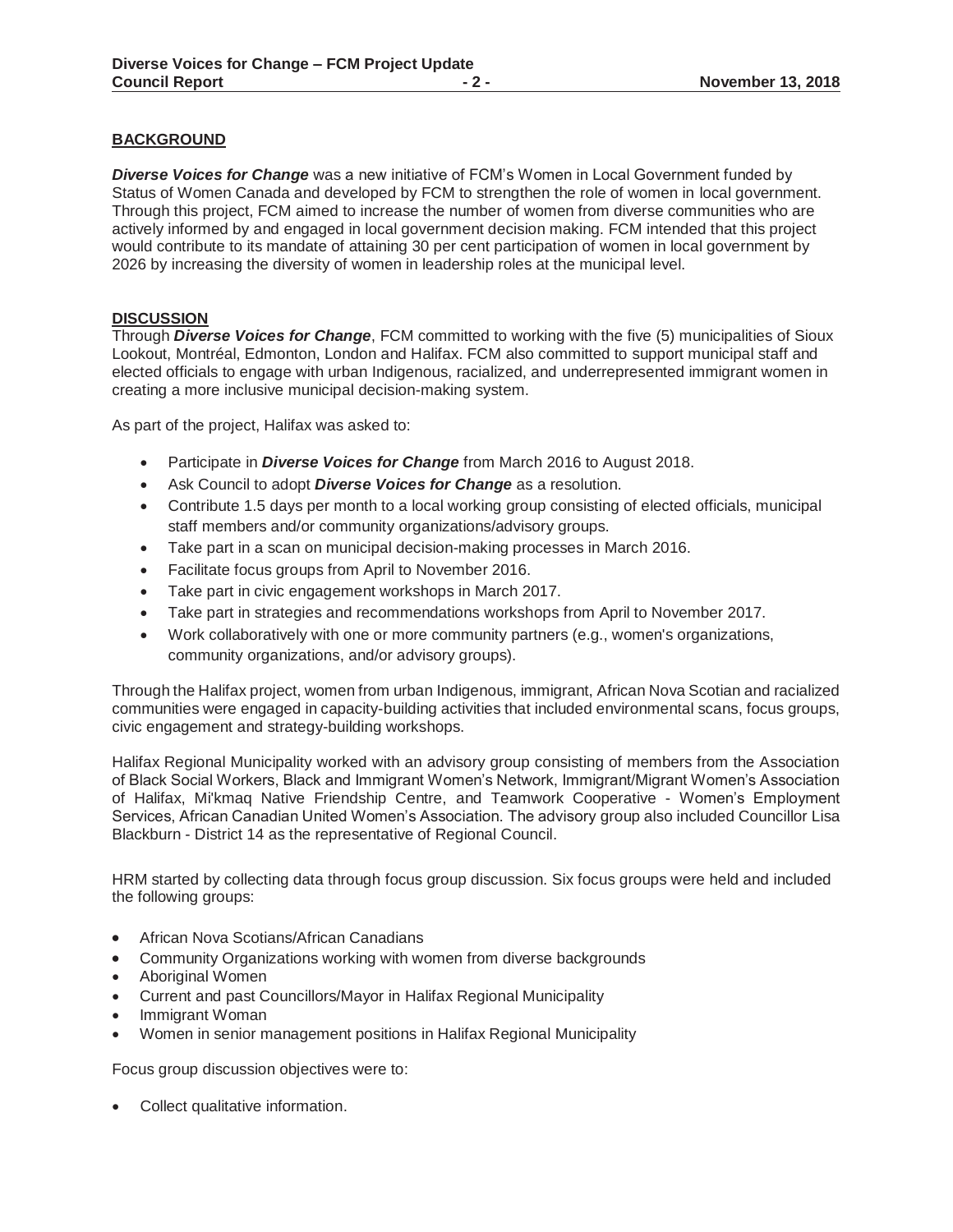## BACKGROUND

***Diverse Voices for Change*** was a new initiative of FCM's Women in Local Government funded by Status of Women Canada and developed by FCM to strengthen the role of women in local government. Through this project, FCM aimed to increase the number of women from diverse communities who are actively informed by and engaged in local government decision making. FCM intended that this project would contribute to its mandate of attaining 30 per cent participation of women in local government by 2026 by increasing the diversity of women in leadership roles at the municipal level.

## DISCUSSION

Through ***Diverse Voices for Change***, FCM committed to working with the five (5) municipalities of Sioux Lookout, Montréal, Edmonton, London and Halifax. FCM also committed to support municipal staff and elected officials to engage with urban Indigenous, racialized, and underrepresented immigrant women in creating a more inclusive municipal decision-making system.

As part of the project, Halifax was asked to:

- Participate in ***Diverse Voices for Change*** from March 2016 to August 2018.
- Ask Council to adopt ***Diverse Voices for Change*** as a resolution.
- Contribute 1.5 days per month to a local working group consisting of elected officials, municipal staff members and/or community organizations/advisory groups.
- Take part in a scan on municipal decision-making processes in March 2016.
- Facilitate focus groups from April to November 2016.
- Take part in civic engagement workshops in March 2017.
- Take part in strategies and recommendations workshops from April to November 2017.
- Work collaboratively with one or more community partners (e.g., women's organizations, community organizations, and/or advisory groups).

Through the Halifax project, women from urban Indigenous, immigrant, African Nova Scotian and racialized communities were engaged in capacity-building activities that included environmental scans, focus groups, civic engagement and strategy-building workshops.

Halifax Regional Municipality worked with an advisory group consisting of members from the Association of Black Social Workers, Black and Immigrant Women's Network, Immigrant/Migrant Women's Association of Halifax, Mi'kmaq Native Friendship Centre, and Teamwork Cooperative - Women's Employment Services, African Canadian United Women's Association. The advisory group also included Councillor Lisa Blackburn - District 14 as the representative of Regional Council.

HRM started by collecting data through focus group discussion. Six focus groups were held and included the following groups:

- African Nova Scotians/African Canadians
- Community Organizations working with women from diverse backgrounds
- Aboriginal Women
- Current and past Councillors/Mayor in Halifax Regional Municipality
- Immigrant Woman
- Women in senior management positions in Halifax Regional Municipality

Focus group discussion objectives were to:

- Collect qualitative information.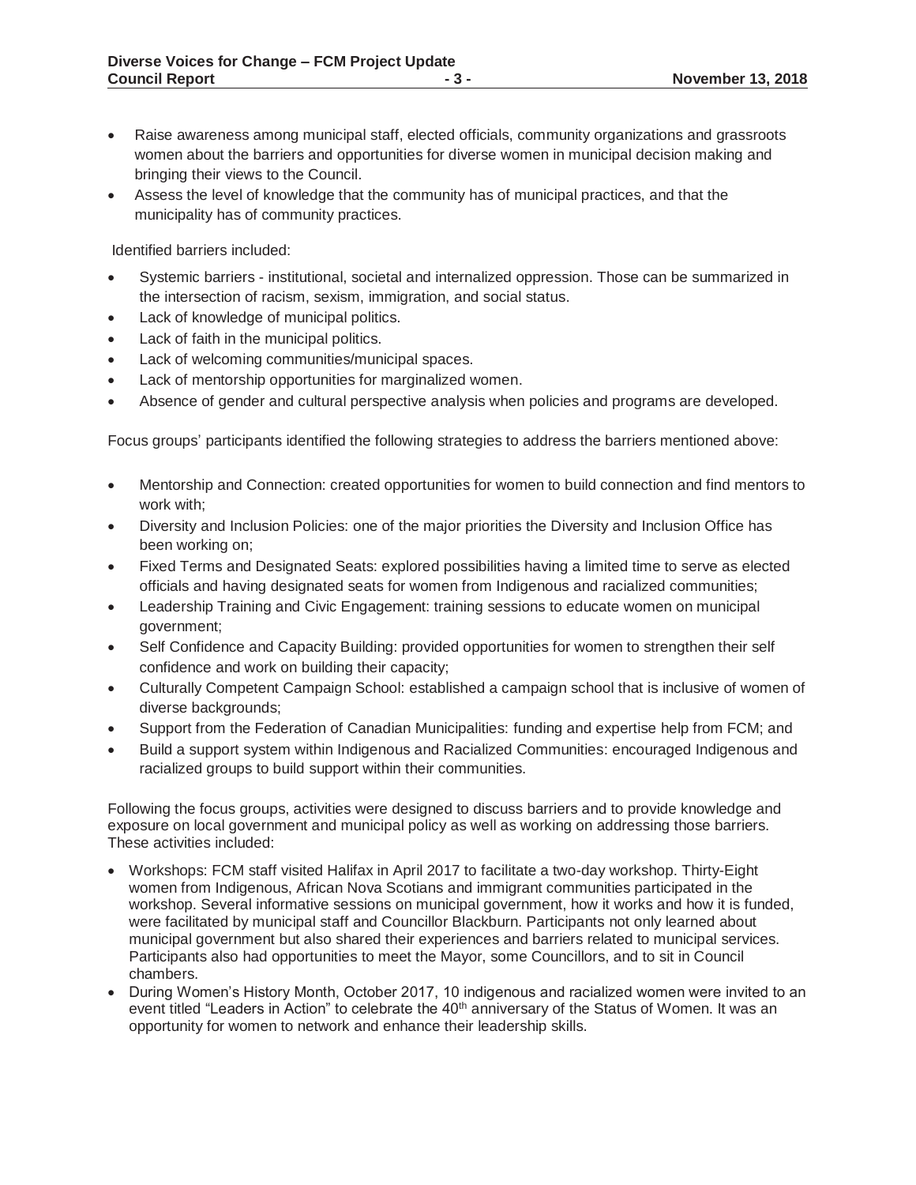- Raise awareness among municipal staff, elected officials, community organizations and grassroots women about the barriers and opportunities for diverse women in municipal decision making and bringing their views to the Council.
- Assess the level of knowledge that the community has of municipal practices, and that the municipality has of community practices.

Identified barriers included:

- Systemic barriers - institutional, societal and internalized oppression. Those can be summarized in the intersection of racism, sexism, immigration, and social status.
- Lack of knowledge of municipal politics.
- Lack of faith in the municipal politics.
- Lack of welcoming communities/municipal spaces.
- Lack of mentorship opportunities for marginalized women.
- Absence of gender and cultural perspective analysis when policies and programs are developed.

Focus groups' participants identified the following strategies to address the barriers mentioned above:

- Mentorship and Connection: created opportunities for women to build connection and find mentors to work with;
- Diversity and Inclusion Policies: one of the major priorities the Diversity and Inclusion Office has been working on;
- Fixed Terms and Designated Seats: explored possibilities having a limited time to serve as elected officials and having designated seats for women from Indigenous and racialized communities;
- Leadership Training and Civic Engagement: training sessions to educate women on municipal government;
- Self Confidence and Capacity Building: provided opportunities for women to strengthen their self confidence and work on building their capacity;
- Culturally Competent Campaign School: established a campaign school that is inclusive of women of diverse backgrounds;
- Support from the Federation of Canadian Municipalities: funding and expertise help from FCM; and
- Build a support system within Indigenous and Racialized Communities: encouraged Indigenous and racialized groups to build support within their communities.

Following the focus groups, activities were designed to discuss barriers and to provide knowledge and exposure on local government and municipal policy as well as working on addressing those barriers. These activities included:

- Workshops: FCM staff visited Halifax in April 2017 to facilitate a two-day workshop. Thirty-Eight women from Indigenous, African Nova Scotians and immigrant communities participated in the workshop. Several informative sessions on municipal government, how it works and how it is funded, were facilitated by municipal staff and Councillor Blackburn. Participants not only learned about municipal government but also shared their experiences and barriers related to municipal services. Participants also had opportunities to meet the Mayor, some Councillors, and to sit in Council chambers.
- During Women's History Month, October 2017, 10 indigenous and racialized women were invited to an event titled "Leaders in Action" to celebrate the 40th anniversary of the Status of Women. It was an opportunity for women to network and enhance their leadership skills.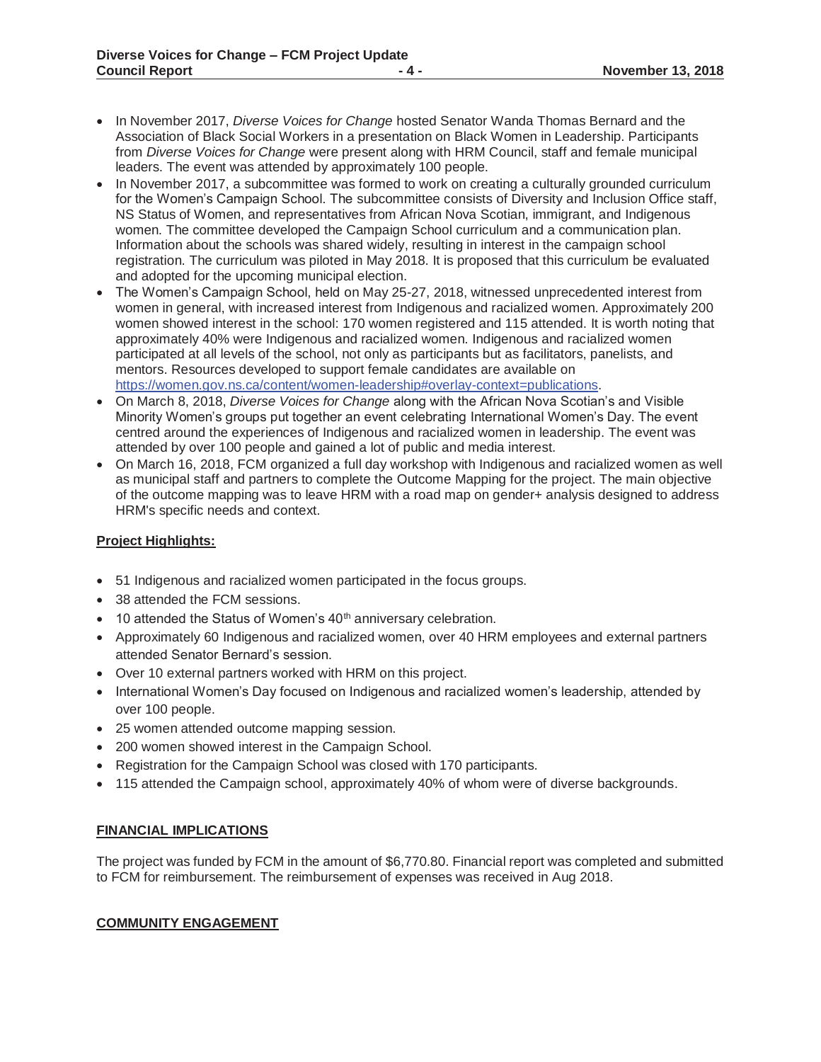- In November 2017, *Diverse Voices for Change* hosted Senator Wanda Thomas Bernard and the Association of Black Social Workers in a presentation on Black Women in Leadership. Participants from *Diverse Voices for Change* were present along with HRM Council, staff and female municipal leaders. The event was attended by approximately 100 people.
- In November 2017, a subcommittee was formed to work on creating a culturally grounded curriculum for the Women's Campaign School. The subcommittee consists of Diversity and Inclusion Office staff, NS Status of Women, and representatives from African Nova Scotian, immigrant, and Indigenous women. The committee developed the Campaign School curriculum and a communication plan. Information about the schools was shared widely, resulting in interest in the campaign school registration. The curriculum was piloted in May 2018. It is proposed that this curriculum be evaluated and adopted for the upcoming municipal election.
- The Women's Campaign School, held on May 25-27, 2018, witnessed unprecedented interest from women in general, with increased interest from Indigenous and racialized women. Approximately 200 women showed interest in the school: 170 women registered and 115 attended. It is worth noting that approximately 40% were Indigenous and racialized women. Indigenous and racialized women participated at all levels of the school, not only as participants but as facilitators, panelists, and mentors. Resources developed to support female candidates are available on https://women.gov.ns.ca/content/women-leadership#overlay-context=publications.
- On March 8, 2018, *Diverse Voices for Change* along with the African Nova Scotian's and Visible Minority Women's groups put together an event celebrating International Women's Day. The event centred around the experiences of Indigenous and racialized women in leadership. The event was attended by over 100 people and gained a lot of public and media interest.
- On March 16, 2018, FCM organized a full day workshop with Indigenous and racialized women as well as municipal staff and partners to complete the Outcome Mapping for the project. The main objective of the outcome mapping was to leave HRM with a road map on gender+ analysis designed to address HRM's specific needs and context.

**Project Highlights:**

- 51 Indigenous and racialized women participated in the focus groups.
- 38 attended the FCM sessions.
- 10 attended the Status of Women's 40th anniversary celebration.
- Approximately 60 Indigenous and racialized women, over 40 HRM employees and external partners attended Senator Bernard's session.
- Over 10 external partners worked with HRM on this project.
- International Women's Day focused on Indigenous and racialized women's leadership, attended by over 100 people.
- 25 women attended outcome mapping session.
- 200 women showed interest in the Campaign School.
- Registration for the Campaign School was closed with 170 participants.
- 115 attended the Campaign school, approximately 40% of whom were of diverse backgrounds.

## FINANCIAL IMPLICATIONS

The project was funded by FCM in the amount of $6,770.80. Financial report was completed and submitted to FCM for reimbursement. The reimbursement of expenses was received in Aug 2018.

## COMMUNITY ENGAGEMENT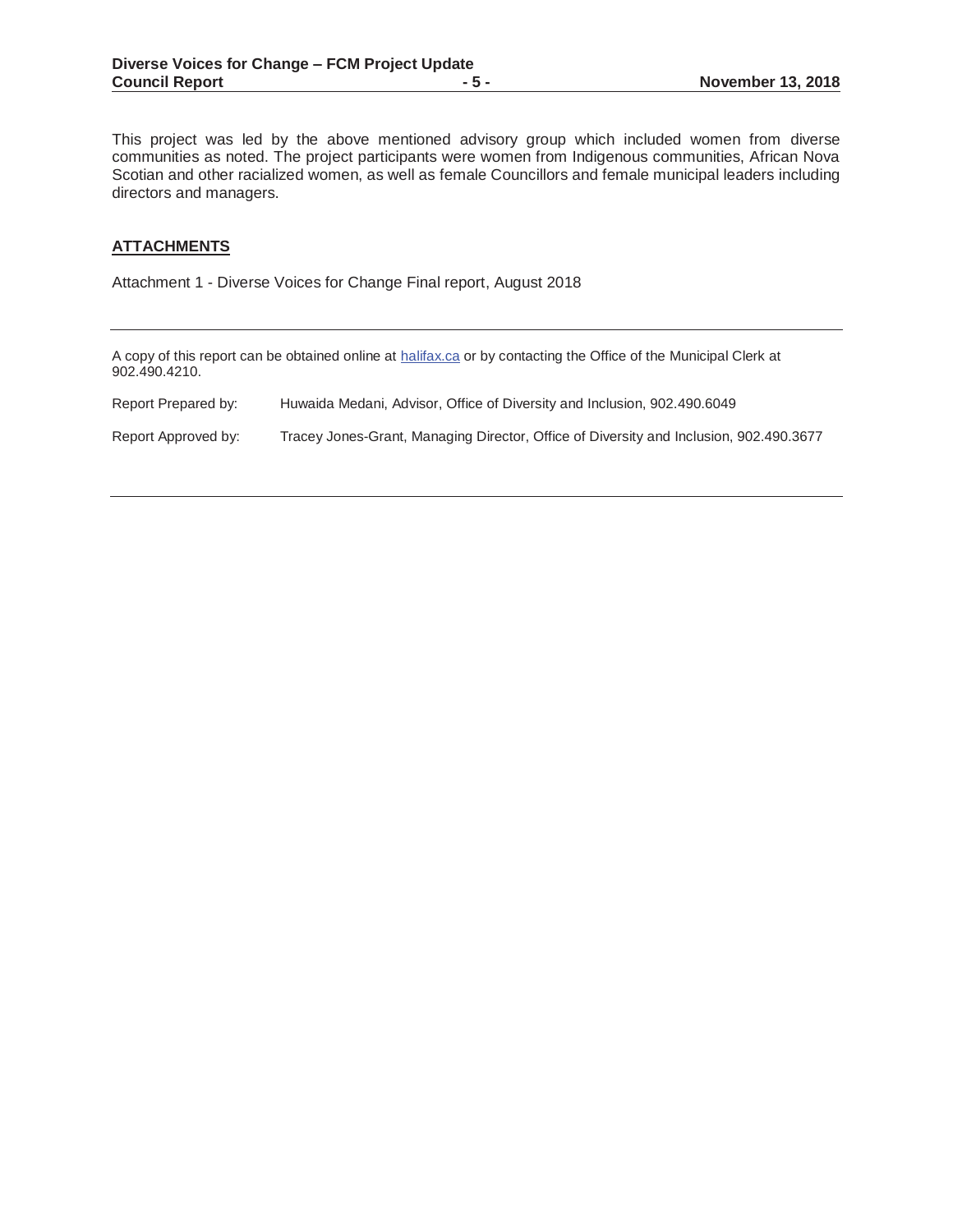This project was led by the above mentioned advisory group which included women from diverse communities as noted. The project participants were women from Indigenous communities, African Nova Scotian and other racialized women, as well as female Councillors and female municipal leaders including directors and managers.

## ATTACHMENTS

Attachment 1 - Diverse Voices for Change Final report, August 2018

---

A copy of this report can be obtained online at halifax.ca or by contacting the Office of the Municipal Clerk at 902.490.4210.

Report Prepared by: Huwaida Medani, Advisor, Office of Diversity and Inclusion, 902.490.6049

Report Approved by: Tracey Jones-Grant, Managing Director, Office of Diversity and Inclusion, 902.490.3677

---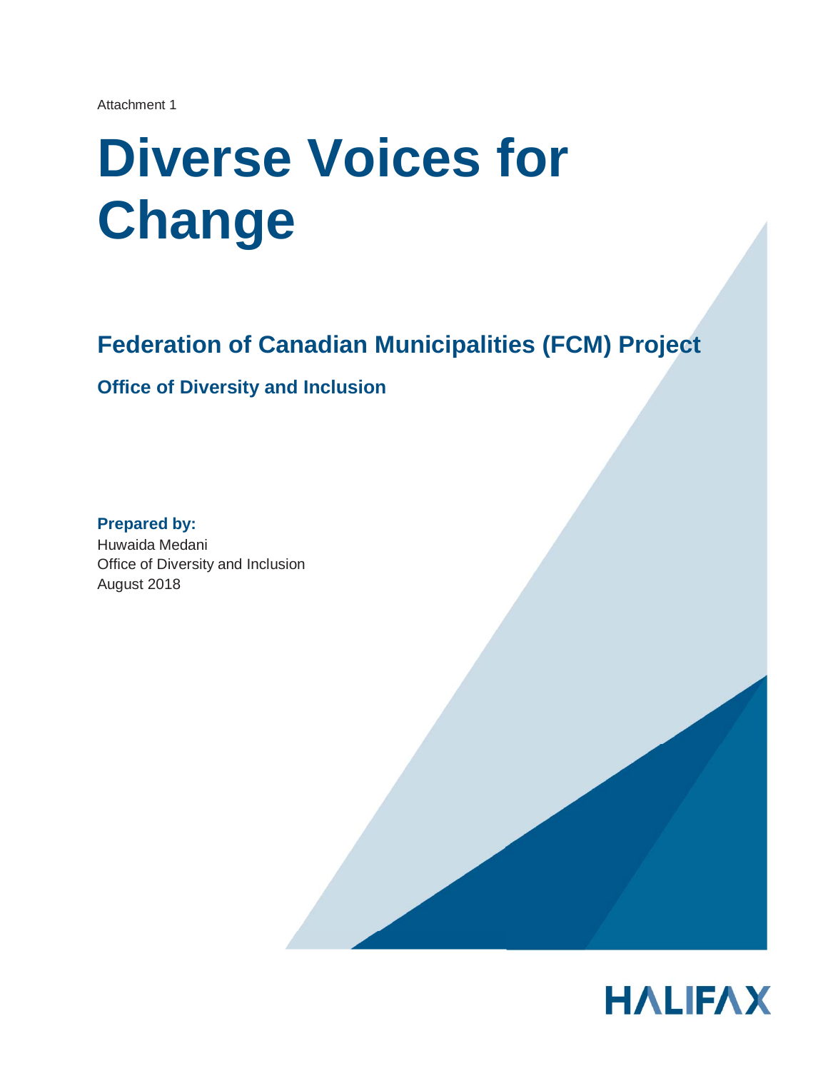Attachment 1

# Diverse Voices for Change

## Federation of Canadian Municipalities (FCM) Project

### Office of Diversity and Inclusion

**Prepared by:**
Huwaida Medani
Office of Diversity and Inclusion
August 2018

HALIFAX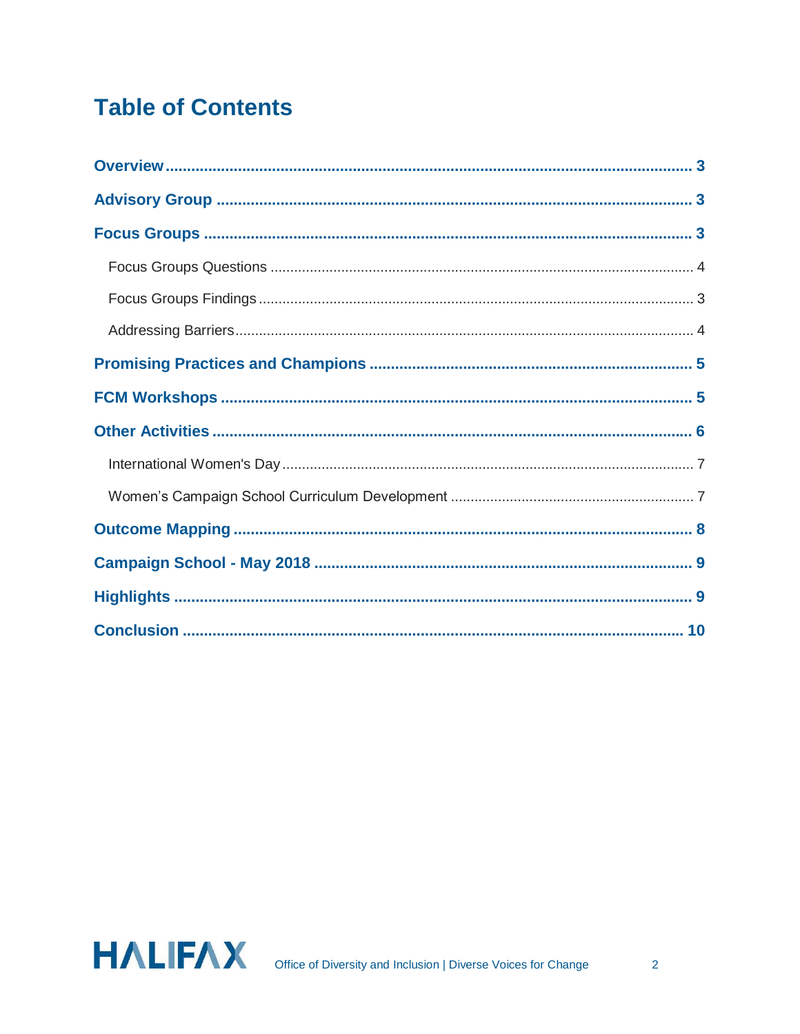# Table of Contents

**Overview** ........................................................ **3**

**Advisory Group** ........................................................ **3**

**Focus Groups** ........................................................ **3**

- Focus Groups Questions ........................................................ 4
- Focus Groups Findings ........................................................ 3
- Addressing Barriers ........................................................ 4

**Promising Practices and Champions** ........................................................ **5**

**FCM Workshops** ........................................................ **5**

**Other Activities** ........................................................ **6**

- International Women's Day ........................................................ 7
- Women's Campaign School Curriculum Development ........................................................ 7

**Outcome Mapping** ........................................................ **8**

**Campaign School - May 2018** ........................................................ **9**

**Highlights** ........................................................ **9**

**Conclusion** ........................................................ **10**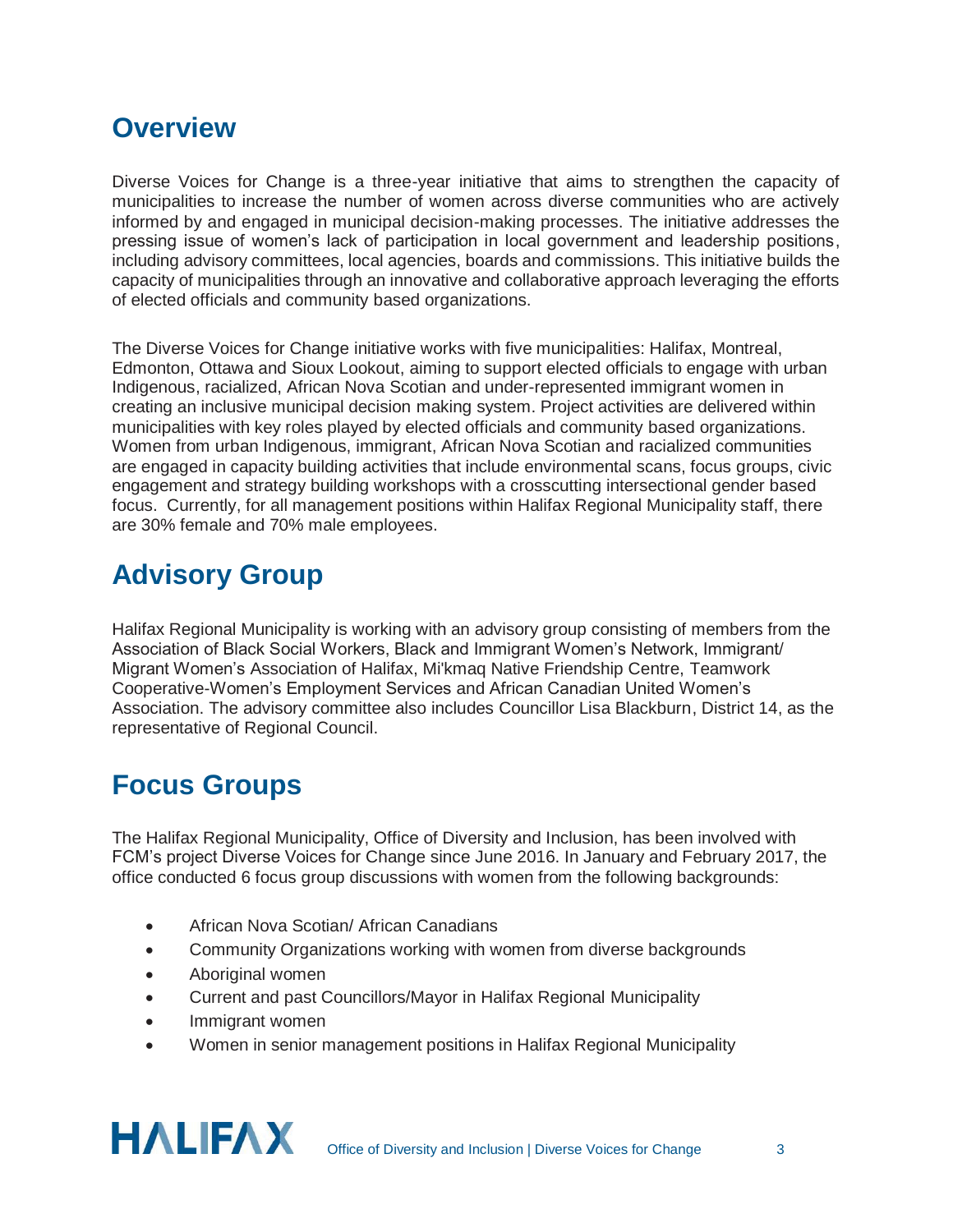## Overview

Diverse Voices for Change is a three-year initiative that aims to strengthen the capacity of municipalities to increase the number of women across diverse communities who are actively informed by and engaged in municipal decision-making processes. The initiative addresses the pressing issue of women's lack of participation in local government and leadership positions, including advisory committees, local agencies, boards and commissions. This initiative builds the capacity of municipalities through an innovative and collaborative approach leveraging the efforts of elected officials and community based organizations.

The Diverse Voices for Change initiative works with five municipalities: Halifax, Montreal, Edmonton, Ottawa and Sioux Lookout, aiming to support elected officials to engage with urban Indigenous, racialized, African Nova Scotian and under-represented immigrant women in creating an inclusive municipal decision making system. Project activities are delivered within municipalities with key roles played by elected officials and community based organizations. Women from urban Indigenous, immigrant, African Nova Scotian and racialized communities are engaged in capacity building activities that include environmental scans, focus groups, civic engagement and strategy building workshops with a crosscutting intersectional gender based focus. Currently, for all management positions within Halifax Regional Municipality staff, there are 30% female and 70% male employees.

## Advisory Group

Halifax Regional Municipality is working with an advisory group consisting of members from the Association of Black Social Workers, Black and Immigrant Women's Network, Immigrant/ Migrant Women's Association of Halifax, Mi'kmaq Native Friendship Centre, Teamwork Cooperative-Women's Employment Services and African Canadian United Women's Association. The advisory committee also includes Councillor Lisa Blackburn, District 14, as the representative of Regional Council.

## Focus Groups

The Halifax Regional Municipality, Office of Diversity and Inclusion, has been involved with FCM's project Diverse Voices for Change since June 2016. In January and February 2017, the office conducted 6 focus group discussions with women from the following backgrounds:

- African Nova Scotian/ African Canadians
- Community Organizations working with women from diverse backgrounds
- Aboriginal women
- Current and past Councillors/Mayor in Halifax Regional Municipality
- Immigrant women
- Women in senior management positions in Halifax Regional Municipality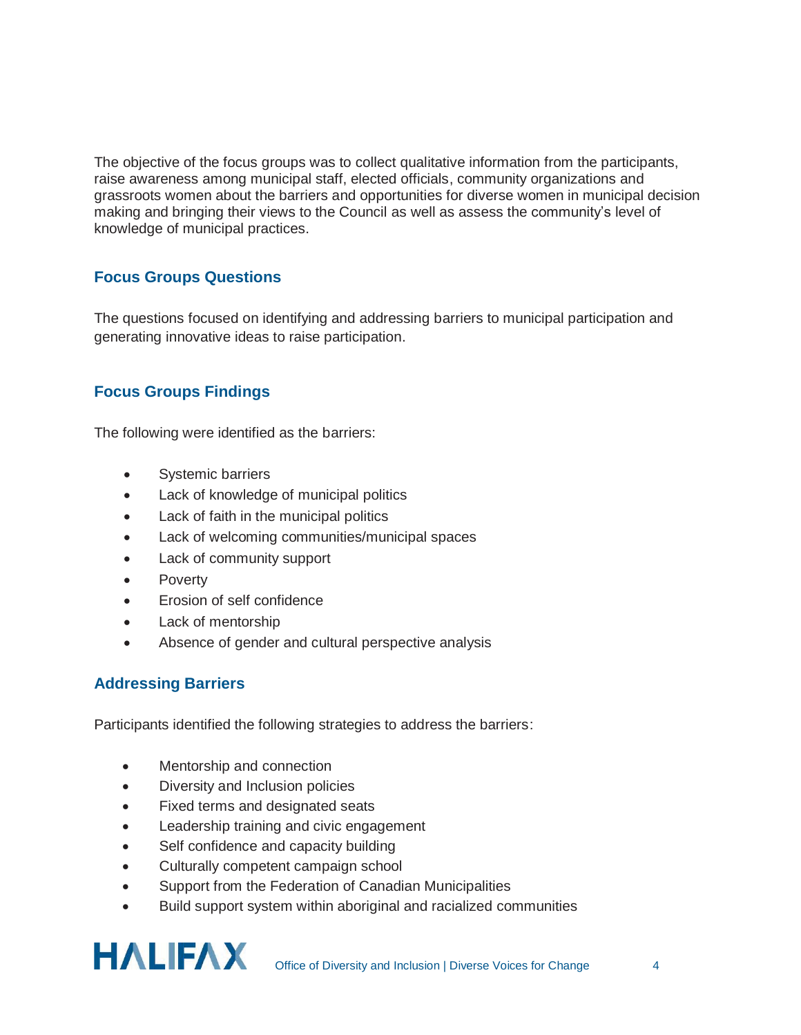The objective of the focus groups was to collect qualitative information from the participants, raise awareness among municipal staff, elected officials, community organizations and grassroots women about the barriers and opportunities for diverse women in municipal decision making and bringing their views to the Council as well as assess the community's level of knowledge of municipal practices.

## Focus Groups Questions

The questions focused on identifying and addressing barriers to municipal participation and generating innovative ideas to raise participation.

## Focus Groups Findings

The following were identified as the barriers:

- Systemic barriers
- Lack of knowledge of municipal politics
- Lack of faith in the municipal politics
- Lack of welcoming communities/municipal spaces
- Lack of community support
- Poverty
- Erosion of self confidence
- Lack of mentorship
- Absence of gender and cultural perspective analysis

## Addressing Barriers

Participants identified the following strategies to address the barriers:

- Mentorship and connection
- Diversity and Inclusion policies
- Fixed terms and designated seats
- Leadership training and civic engagement
- Self confidence and capacity building
- Culturally competent campaign school
- Support from the Federation of Canadian Municipalities
- Build support system within aboriginal and racialized communities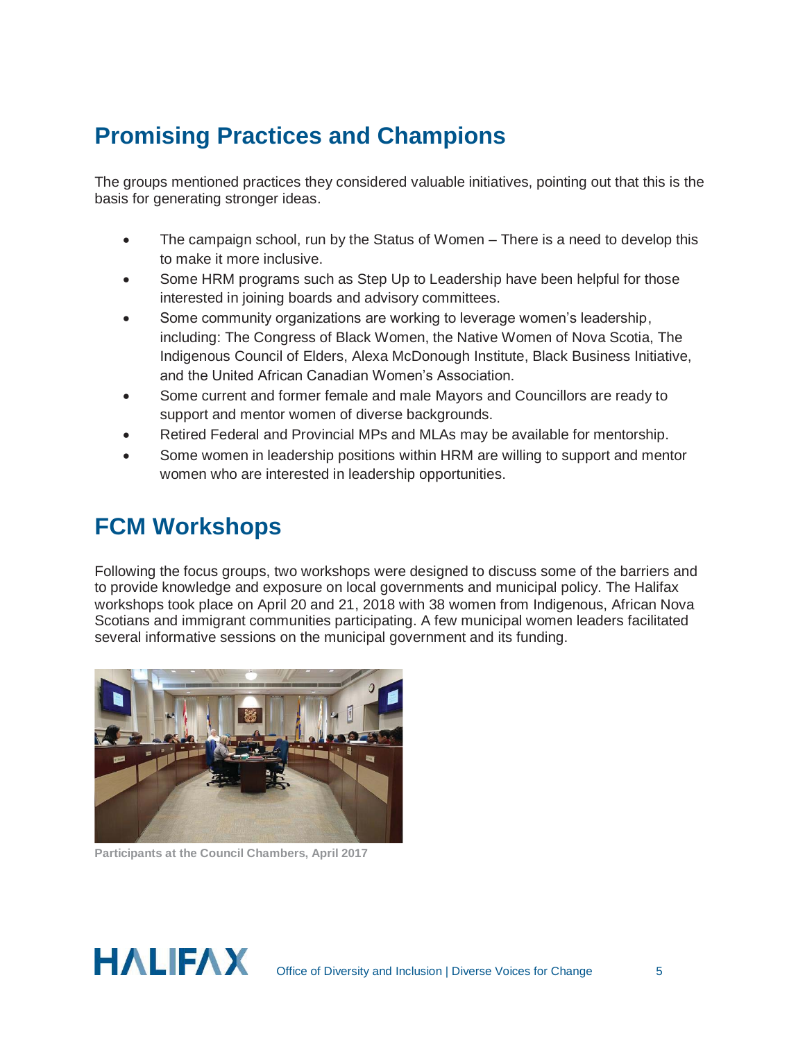## Promising Practices and Champions

The groups mentioned practices they considered valuable initiatives, pointing out that this is the basis for generating stronger ideas.

- The campaign school, run by the Status of Women – There is a need to develop this to make it more inclusive.
- Some HRM programs such as Step Up to Leadership have been helpful for those interested in joining boards and advisory committees.
- Some community organizations are working to leverage women's leadership, including: The Congress of Black Women, the Native Women of Nova Scotia, The Indigenous Council of Elders, Alexa McDonough Institute, Black Business Initiative, and the United African Canadian Women's Association.
- Some current and former female and male Mayors and Councillors are ready to support and mentor women of diverse backgrounds.
- Retired Federal and Provincial MPs and MLAs may be available for mentorship.
- Some women in leadership positions within HRM are willing to support and mentor women who are interested in leadership opportunities.

## FCM Workshops

Following the focus groups, two workshops were designed to discuss some of the barriers and to provide knowledge and exposure on local governments and municipal policy. The Halifax workshops took place on April 20 and 21, 2018 with 38 women from Indigenous, African Nova Scotians and immigrant communities participating. A few municipal women leaders facilitated several informative sessions on the municipal government and its funding.

**Participants at the Council Chambers, April 2017**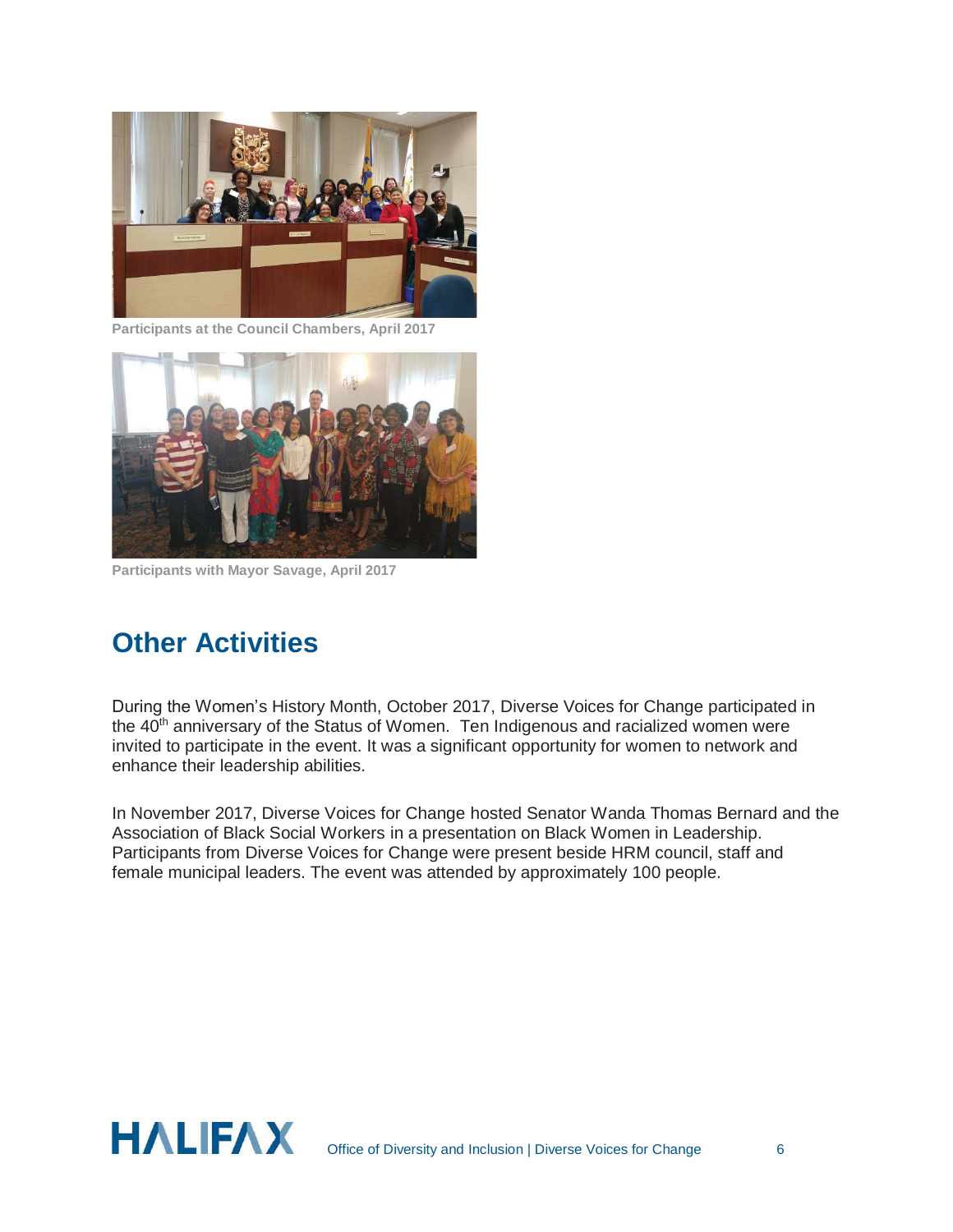Participants at the Council Chambers, April 2017

Participants with Mayor Savage, April 2017

## Other Activities

During the Women's History Month, October 2017, Diverse Voices for Change participated in the 40th anniversary of the Status of Women. Ten Indigenous and racialized women were invited to participate in the event. It was a significant opportunity for women to network and enhance their leadership abilities.

In November 2017, Diverse Voices for Change hosted Senator Wanda Thomas Bernard and the Association of Black Social Workers in a presentation on Black Women in Leadership. Participants from Diverse Voices for Change were present beside HRM council, staff and female municipal leaders. The event was attended by approximately 100 people.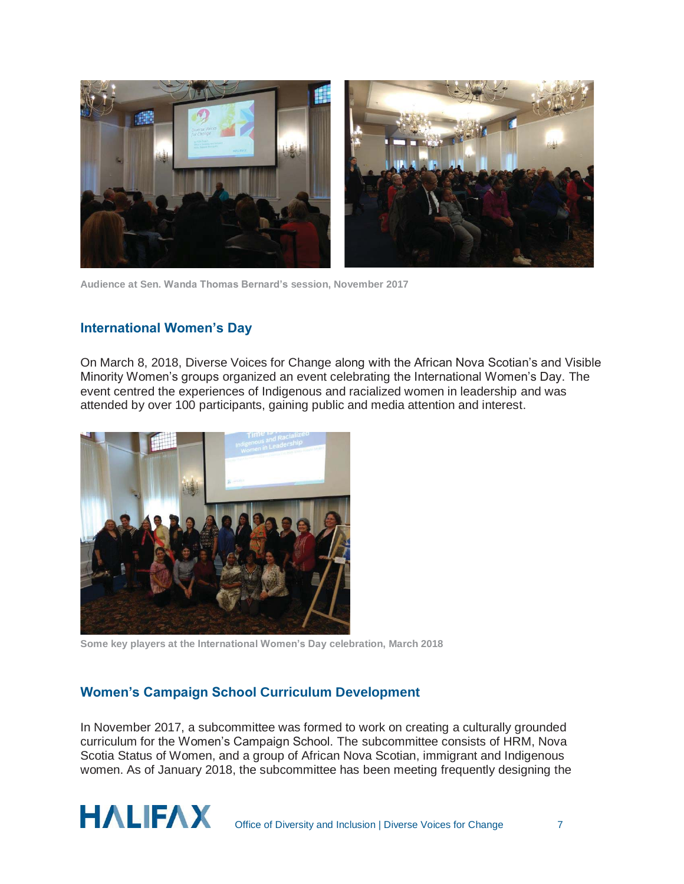Audience at Sen. Wanda Thomas Bernard's session, November 2017

## International Women's Day

On March 8, 2018, Diverse Voices for Change along with the African Nova Scotian's and Visible Minority Women's groups organized an event celebrating the International Women's Day. The event centred the experiences of Indigenous and racialized women in leadership and was attended by over 100 participants, gaining public and media attention and interest.

Some key players at the International Women's Day celebration, March 2018

## Women's Campaign School Curriculum Development

In November 2017, a subcommittee was formed to work on creating a culturally grounded curriculum for the Women's Campaign School. The subcommittee consists of HRM, Nova Scotia Status of Women, and a group of African Nova Scotian, immigrant and Indigenous women. As of January 2018, the subcommittee has been meeting frequently designing the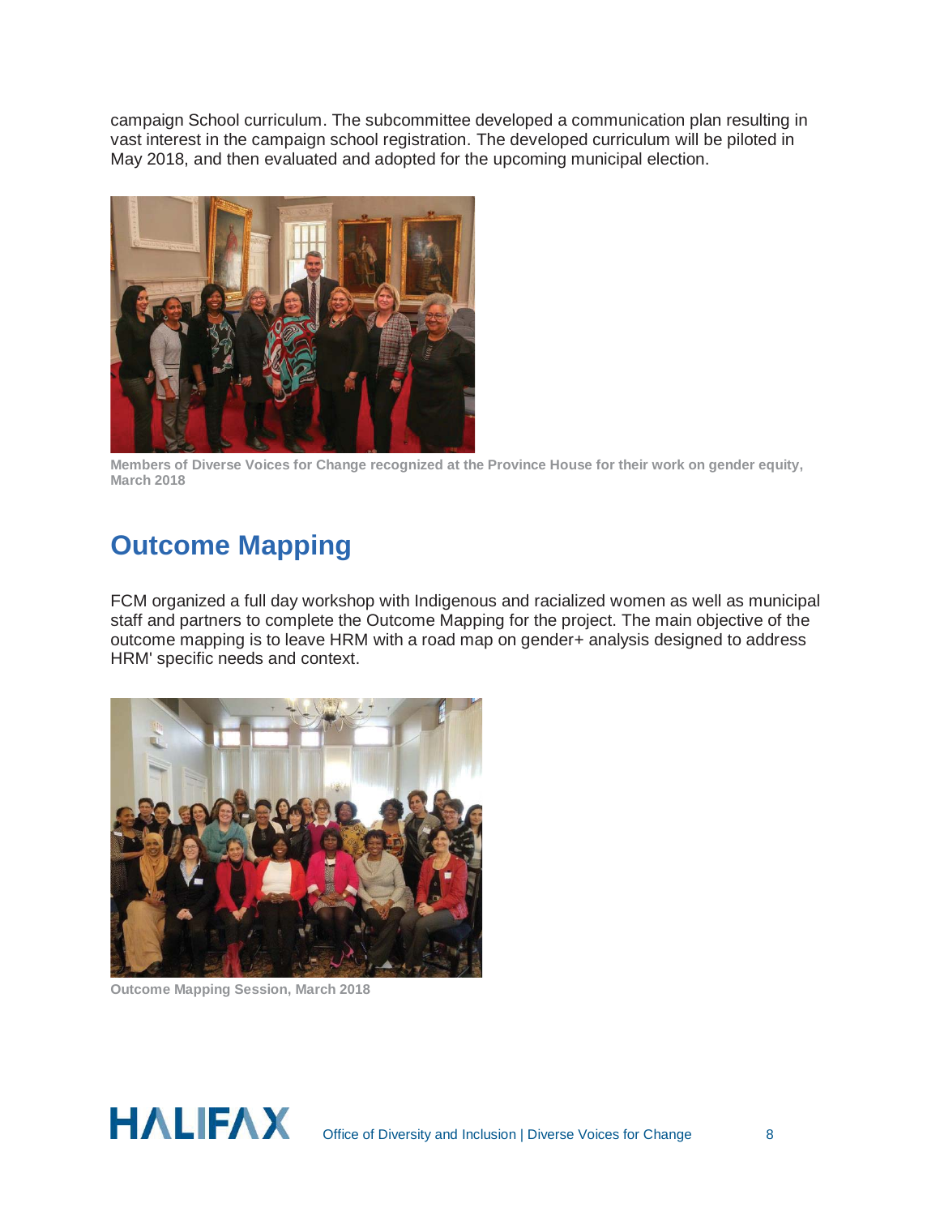campaign School curriculum. The subcommittee developed a communication plan resulting in vast interest in the campaign school registration. The developed curriculum will be piloted in May 2018, and then evaluated and adopted for the upcoming municipal election.

**Members of Diverse Voices for Change recognized at the Province House for their work on gender equity, March 2018**

## Outcome Mapping

FCM organized a full day workshop with Indigenous and racialized women as well as municipal staff and partners to complete the Outcome Mapping for the project. The main objective of the outcome mapping is to leave HRM with a road map on gender+ analysis designed to address HRM' specific needs and context.

**Outcome Mapping Session, March 2018**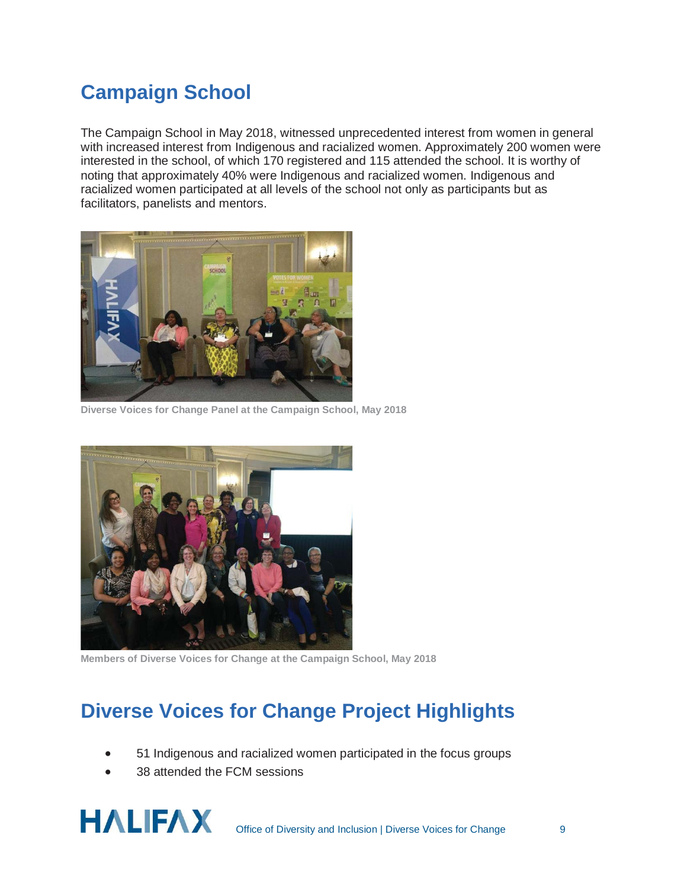## Campaign School

The Campaign School in May 2018, witnessed unprecedented interest from women in general with increased interest from Indigenous and racialized women. Approximately 200 women were interested in the school, of which 170 registered and 115 attended the school. It is worthy of noting that approximately 40% were Indigenous and racialized women. Indigenous and racialized women participated at all levels of the school not only as participants but as facilitators, panelists and mentors.

**Diverse Voices for Change Panel at the Campaign School, May 2018**

**Members of Diverse Voices for Change at the Campaign School, May 2018**

## Diverse Voices for Change Project Highlights

- 51 Indigenous and racialized women participated in the focus groups
- 38 attended the FCM sessions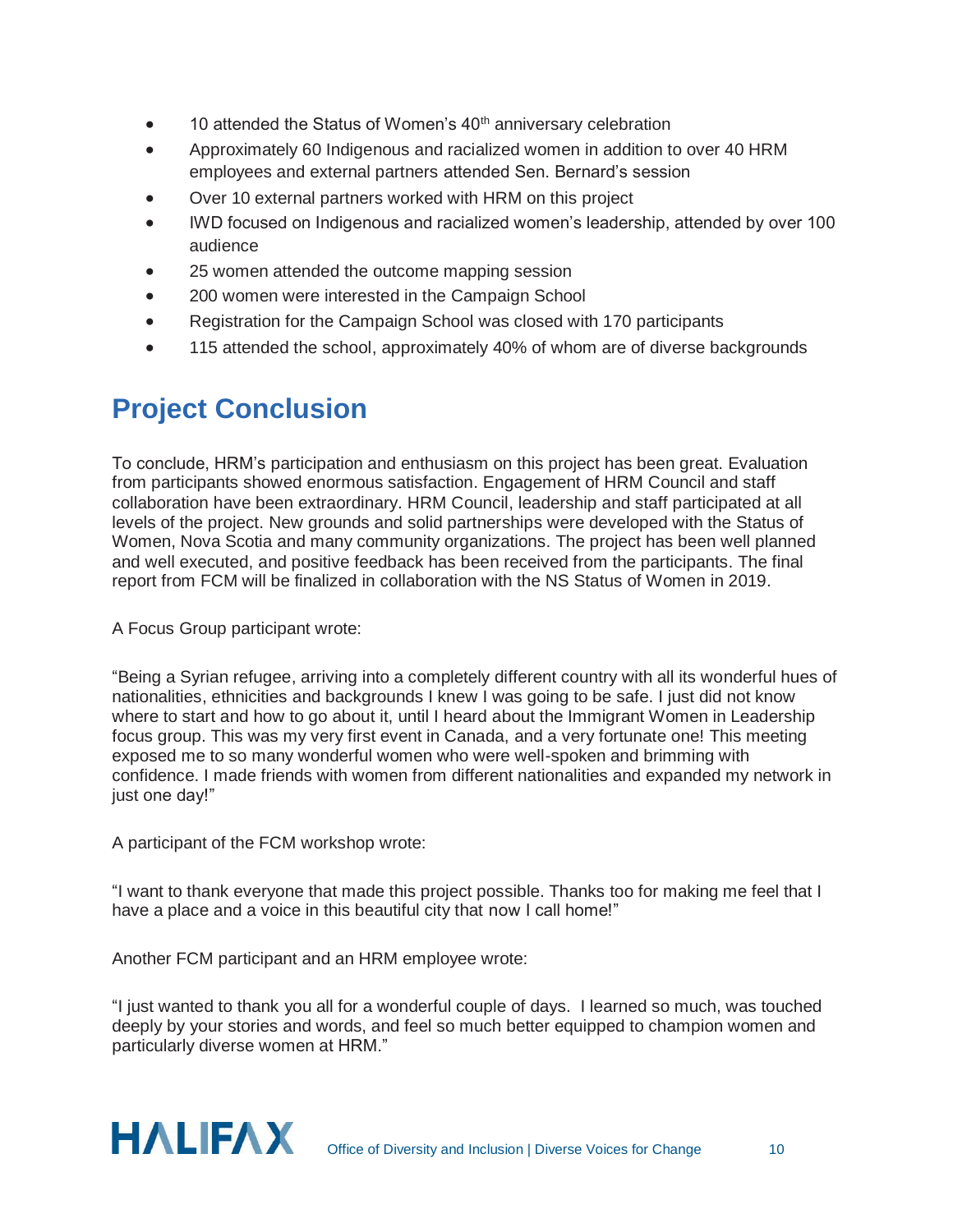- 10 attended the Status of Women's 40th anniversary celebration
- Approximately 60 Indigenous and racialized women in addition to over 40 HRM employees and external partners attended Sen. Bernard's session
- Over 10 external partners worked with HRM on this project
- IWD focused on Indigenous and racialized women's leadership, attended by over 100 audience
- 25 women attended the outcome mapping session
- 200 women were interested in the Campaign School
- Registration for the Campaign School was closed with 170 participants
- 115 attended the school, approximately 40% of whom are of diverse backgrounds

# Project Conclusion

To conclude, HRM's participation and enthusiasm on this project has been great. Evaluation from participants showed enormous satisfaction. Engagement of HRM Council and staff collaboration have been extraordinary. HRM Council, leadership and staff participated at all levels of the project. New grounds and solid partnerships were developed with the Status of Women, Nova Scotia and many community organizations. The project has been well planned and well executed, and positive feedback has been received from the participants. The final report from FCM will be finalized in collaboration with the NS Status of Women in 2019.

A Focus Group participant wrote:

"Being a Syrian refugee, arriving into a completely different country with all its wonderful hues of nationalities, ethnicities and backgrounds I knew I was going to be safe. I just did not know where to start and how to go about it, until I heard about the Immigrant Women in Leadership focus group. This was my very first event in Canada, and a very fortunate one! This meeting exposed me to so many wonderful women who were well-spoken and brimming with confidence. I made friends with women from different nationalities and expanded my network in just one day!"

A participant of the FCM workshop wrote:

"I want to thank everyone that made this project possible. Thanks too for making me feel that I have a place and a voice in this beautiful city that now I call home!"

Another FCM participant and an HRM employee wrote:

"I just wanted to thank you all for a wonderful couple of days. I learned so much, was touched deeply by your stories and words, and feel so much better equipped to champion women and particularly diverse women at HRM."